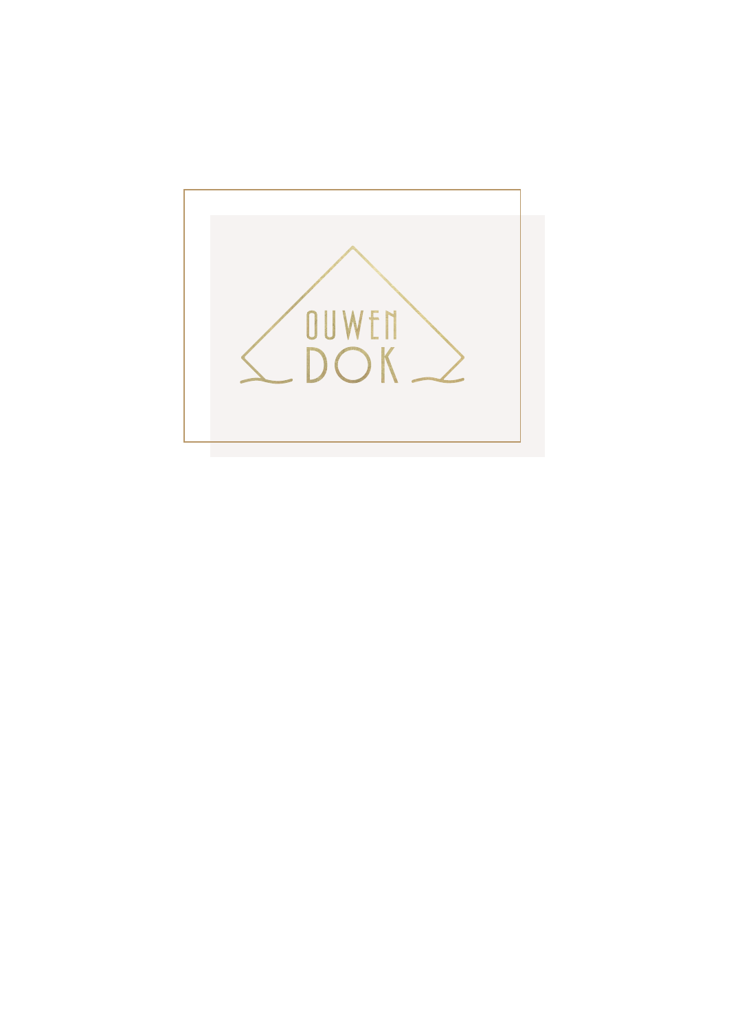# OUWEN DOK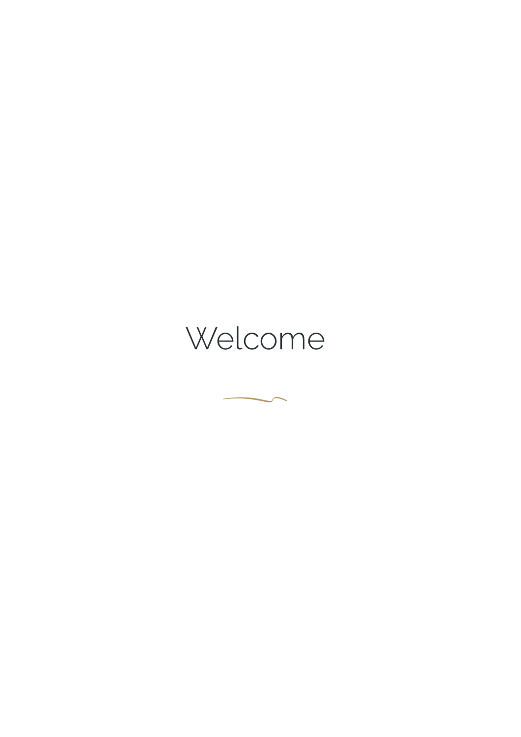# Welcome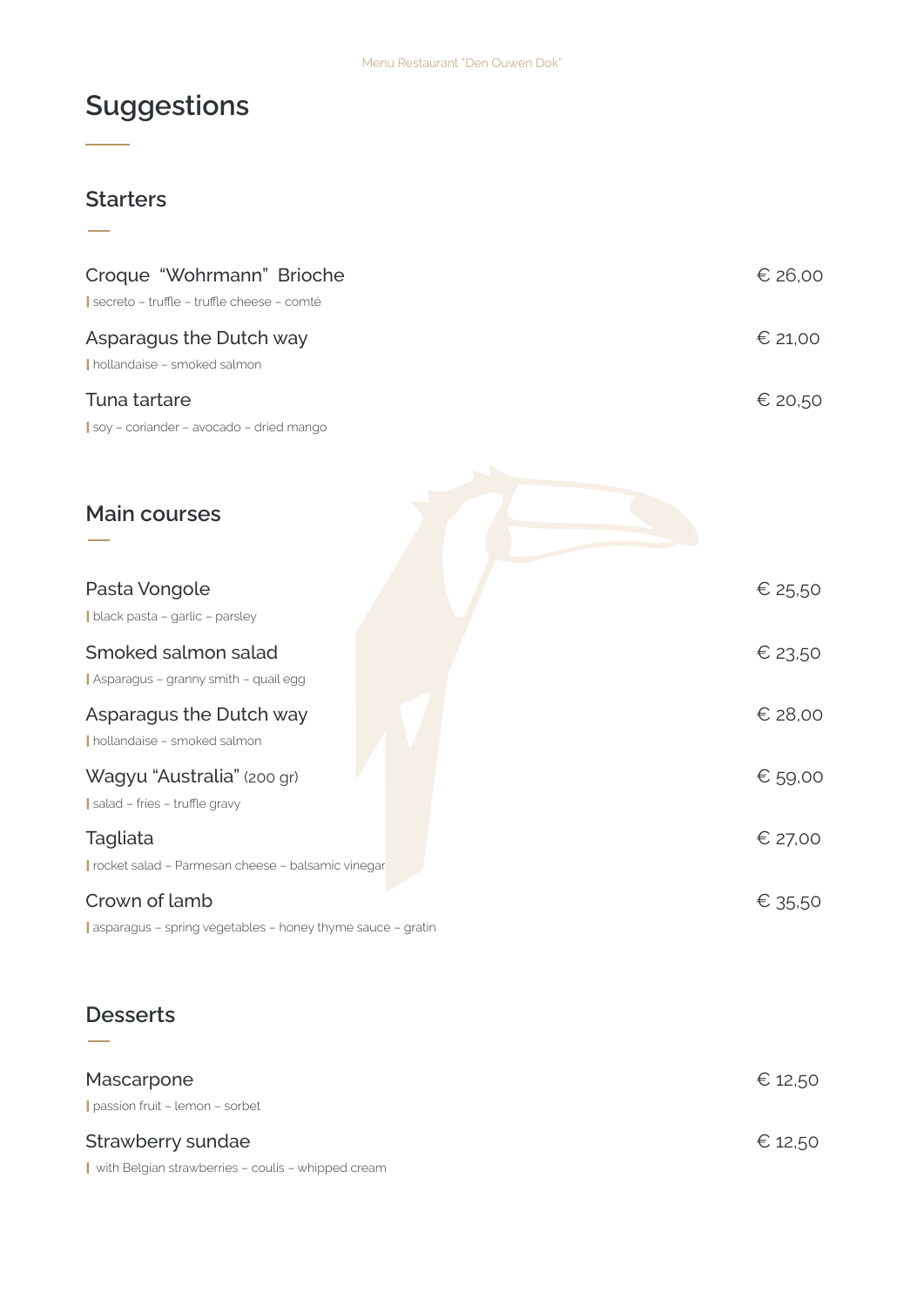# Suggestions

## Starters

Croque "Wohrmann" Brioche — € 26,00
| secreto – truffle – truffle cheese – comté

Asparagus the Dutch way — € 21,00
| hollandaise – smoked salmon

Tuna tartare — € 20,50
| soy – coriander – avocado – dried mango

## Main courses

Pasta Vongole — € 25,50
| black pasta – garlic – parsley

Smoked salmon salad — € 23,50
| Asparagus – granny smith – quail egg

Asparagus the Dutch way — € 28,00
| hollandaise – smoked salmon

Wagyu "Australia" (200 gr) — € 59,00
| salad – fries – truffle gravy

Tagliata — € 27,00
| rocket salad – Parmesan cheese – balsamic vinegar

Crown of lamb — € 35,50
| asparagus – spring vegetables – honey thyme sauce – gratin

## Desserts

Mascarpone — € 12,50
| passion fruit – lemon – sorbet

Strawberry sundae — € 12,50
| with Belgian strawberries – coulis – whipped cream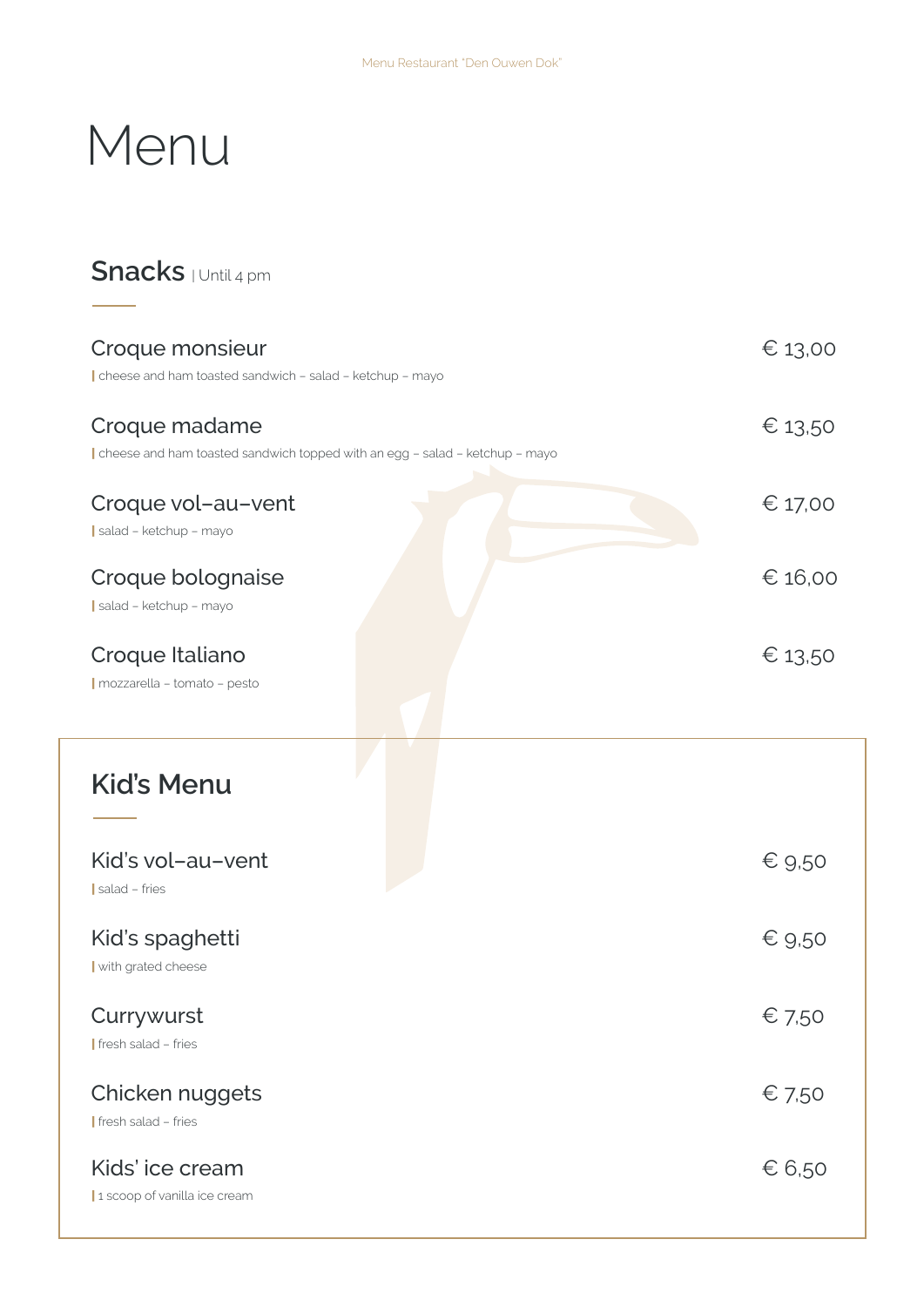# Menu

## Snacks | Until 4 pm

### Croque monsieur
€ 13,00

| cheese and ham toasted sandwich – salad – ketchup – mayo

### Croque madame
€ 13,50

| cheese and ham toasted sandwich topped with an egg – salad – ketchup – mayo

### Croque vol–au–vent
€ 17,00

| salad – ketchup – mayo

### Croque bolognaise
€ 16,00

| salad – ketchup – mayo

### Croque Italiano
€ 13,50

| mozzarella – tomato – pesto

## Kid's Menu

### Kid's vol–au–vent
€ 9,50

| salad – fries

### Kid's spaghetti
€ 9,50

| with grated cheese

### Currywurst
€ 7,50

| fresh salad – fries

### Chicken nuggets
€ 7,50

| fresh salad – fries

### Kids' ice cream
€ 6,50

| 1 scoop of vanilla ice cream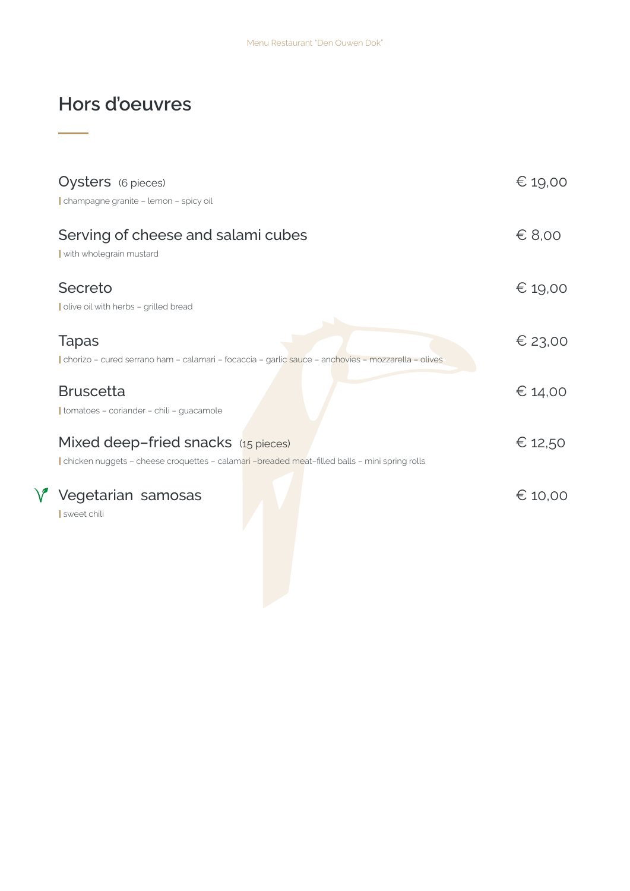# Hors d'oeuvres

**Oysters** (6 pieces) — € 19,00
| champagne granite – lemon – spicy oil

**Serving of cheese and salami cubes** — € 8,00
| with wholegrain mustard

**Secreto** — € 19,00
| olive oil with herbs – grilled bread

**Tapas** — € 23,00
| chorizo – cured serrano ham – calamari – focaccia – garlic sauce – anchovies – mozzarella – olives

**Bruscetta** — € 14,00
| tomatoes – coriander – chili – guacamole

**Mixed deep-fried snacks** (15 pieces) — € 12,50
| chicken nuggets – cheese croquettes – calamari –breaded meat-filled balls – mini spring rolls

**Vegetarian samosas** — € 10,00
| sweet chili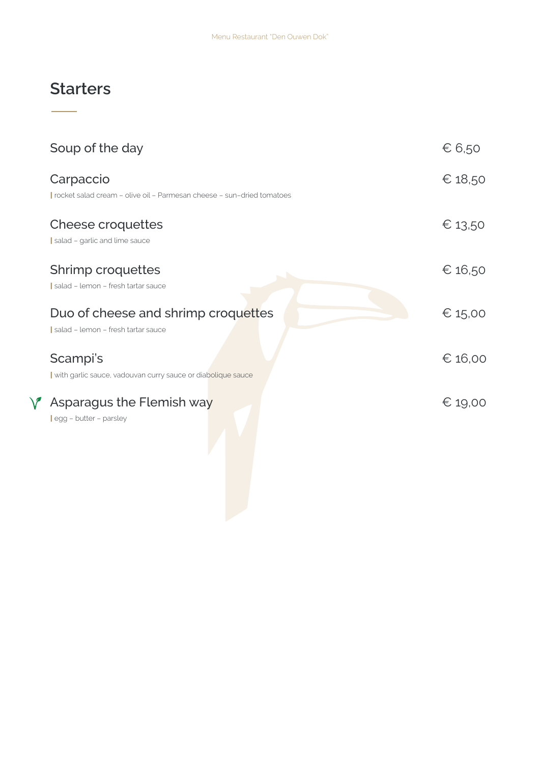## Starters

| | |
|---|---|
| **Soup of the day** | € 6,50 |
| **Carpaccio**<br>rocket salad cream – olive oil – Parmesan cheese – sun–dried tomatoes | € 18,50 |
| **Cheese croquettes**<br>salad – garlic and lime sauce | € 13,50 |
| **Shrimp croquettes**<br>salad – lemon – fresh tartar sauce | € 16,50 |
| **Duo of cheese and shrimp croquettes**<br>salad – lemon – fresh tartar sauce | € 15,00 |
| **Scampi's**<br>with garlic sauce, vadouvan curry sauce or diabolique sauce | € 16,00 |
| **Asparagus the Flemish way**<br>egg – butter – parsley | € 19,00 |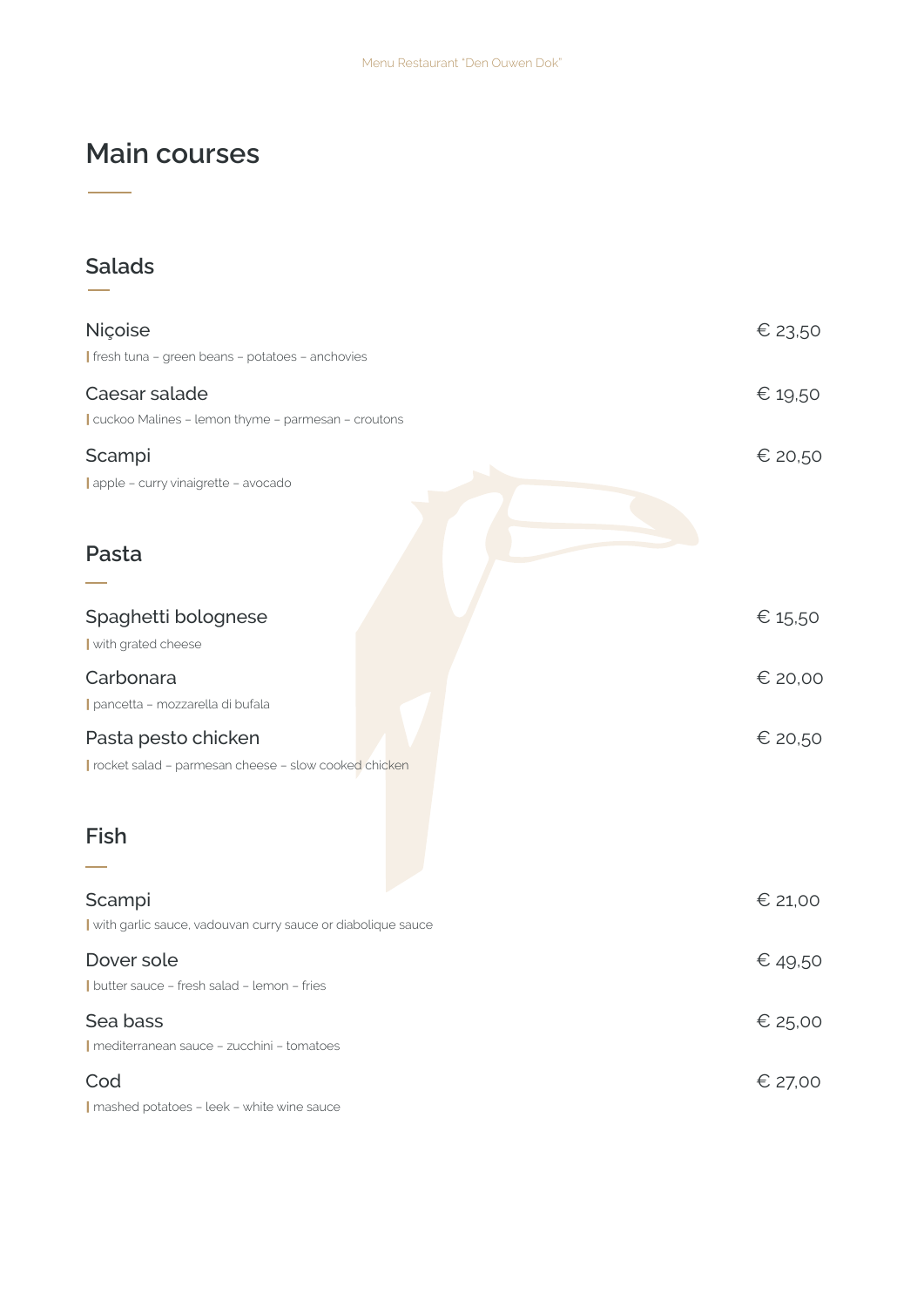# Main courses

## Salads

### Niçoise
€ 23,50

| fresh tuna – green beans – potatoes – anchovies

### Caesar salade
€ 19,50

| cuckoo Malines – lemon thyme – parmesan – croutons

### Scampi
€ 20,50

| apple – curry vinaigrette – avocado

## Pasta

### Spaghetti bolognese
€ 15,50

| with grated cheese

### Carbonara
€ 20,00

| pancetta – mozzarella di bufala

### Pasta pesto chicken
€ 20,50

| rocket salad – parmesan cheese – slow cooked chicken

## Fish

### Scampi
€ 21,00

| with garlic sauce, vadouvan curry sauce or diabolique sauce

### Dover sole
€ 49,50

| butter sauce – fresh salad – lemon – fries

### Sea bass
€ 25,00

| mediterranean sauce – zucchini – tomatoes

### Cod
€ 27,00

| mashed potatoes – leek – white wine sauce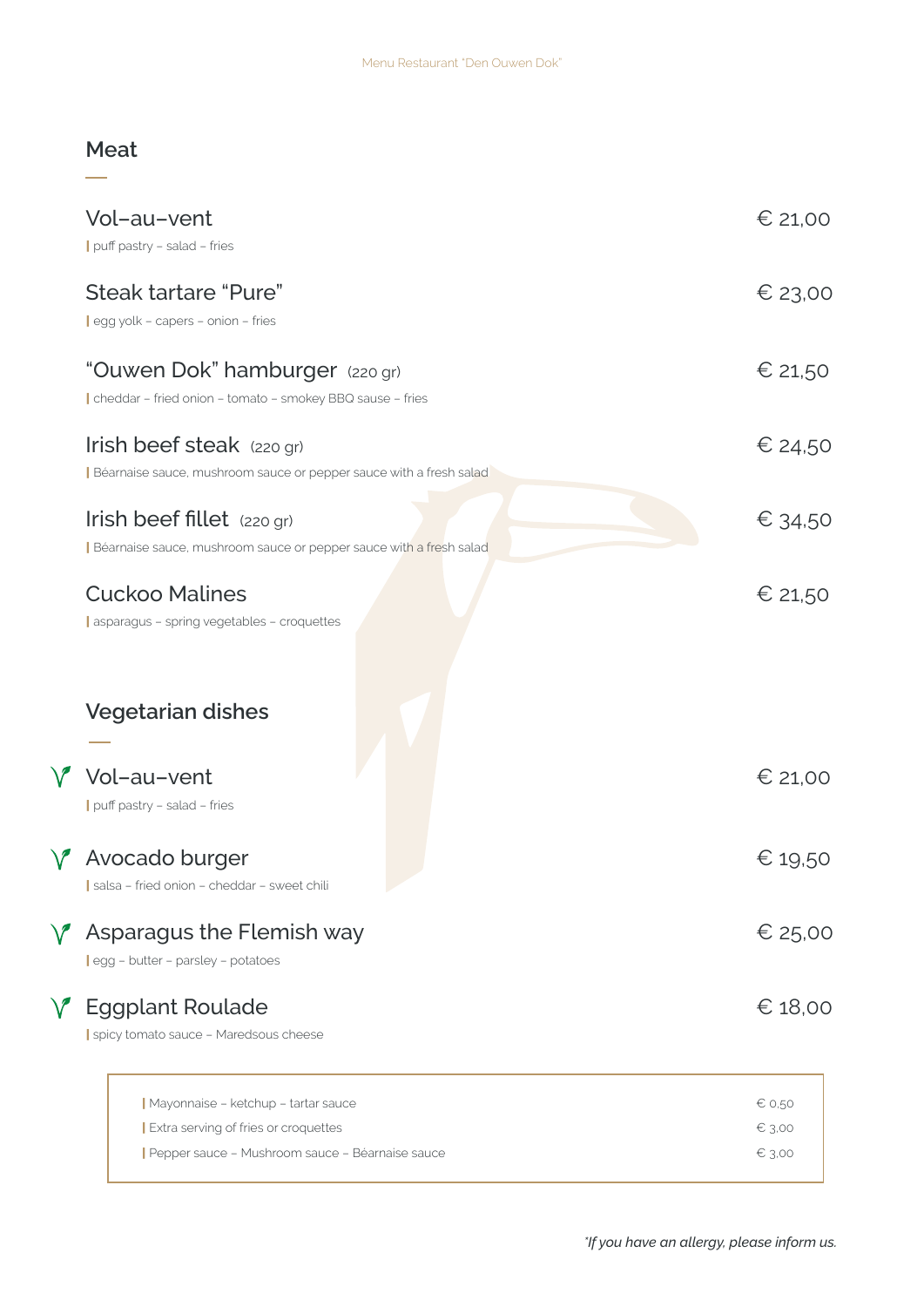## Meat

**Vol–au–vent** — € 21,00
| puff pastry – salad – fries

**Steak tartare "Pure"** — € 23,00
| egg yolk – capers – onion – fries

**"Ouwen Dok" hamburger** (220 gr) — € 21,50
| cheddar – fried onion – tomato – smokey BBQ sause – fries

**Irish beef steak** (220 gr) — € 24,50
| Béarnaise sauce, mushroom sauce or pepper sauce with a fresh salad

**Irish beef fillet** (220 gr) — € 34,50
| Béarnaise sauce, mushroom sauce or pepper sauce with a fresh salad

**Cuckoo Malines** — € 21,50
| asparagus – spring vegetables – croquettes

## Vegetarian dishes

**Vol–au–vent** (V) — € 21,00
| puff pastry – salad – fries

**Avocado burger** (V) — € 19,50
| salsa – fried onion – cheddar – sweet chili

**Asparagus the Flemish way** (V) — € 25,00
| egg – butter – parsley – potatoes

**Eggplant Roulade** (V) — € 18,00
| spicy tomato sauce – Maredsous cheese

| Extras | Price |
|---|---|
| Mayonnaise – ketchup – tartar sauce | € 0,50 |
| Extra serving of fries or croquettes | € 3,00 |
| Pepper sauce – Mushroom sauce – Béarnaise sauce | € 3,00 |

*\*If you have an allergy, please inform us.*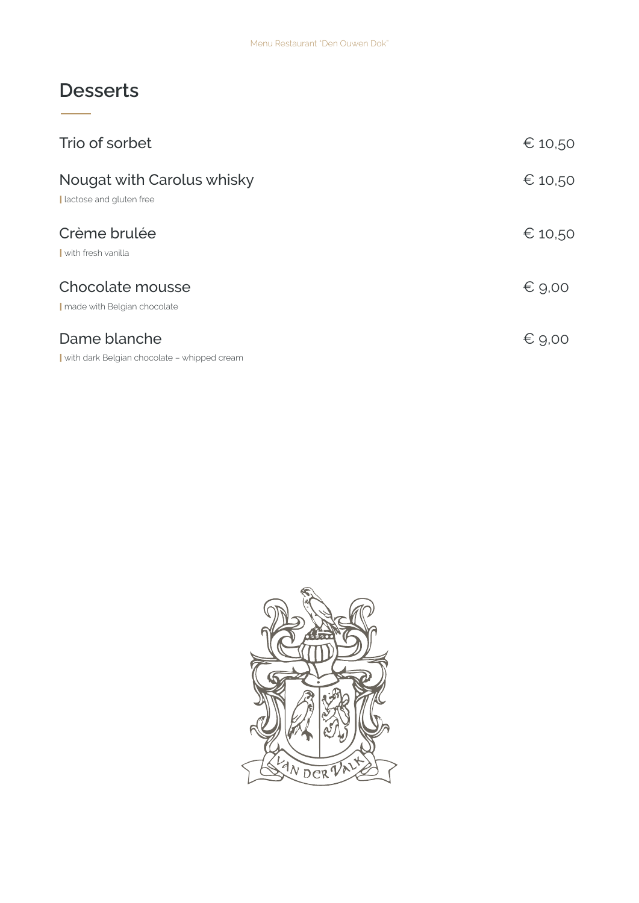## Desserts

Trio of sorbet € 10,50

Nougat with Carolus whisky € 10,50

| lactose and gluten free

Crème brulée € 10,50

| with fresh vanilla

Chocolate mousse € 9,00

| made with Belgian chocolate

Dame blanche € 9,00

| with dark Belgian chocolate – whipped cream